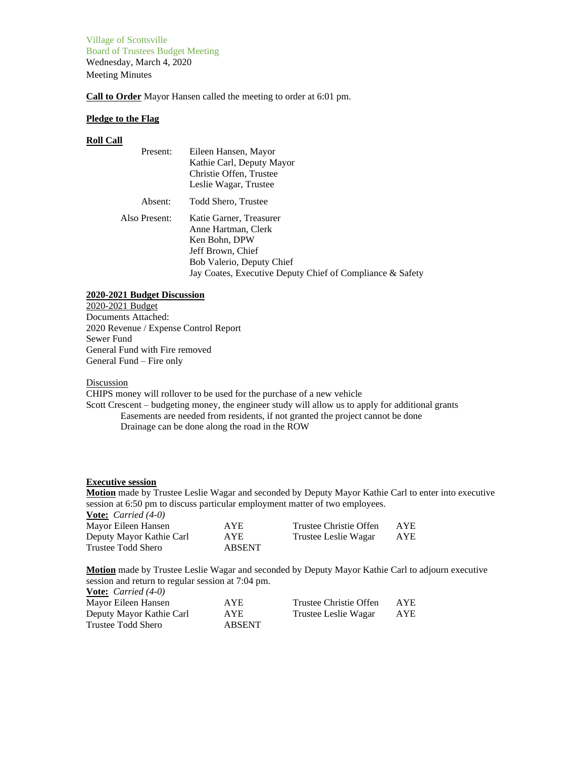Village of Scottsville
Board of Trustees Budget Meeting
Wednesday, March 4, 2020
Meeting Minutes

**Call to Order** Mayor Hansen called the meeting to order at 6:01 pm.

**Pledge to the Flag**

**Roll Call**

| | |
|---|---|
| Present: | Eileen Hansen, Mayor<br>Kathie Carl, Deputy Mayor<br>Christie Offen, Trustee<br>Leslie Wagar, Trustee |
| Absent: | Todd Shero, Trustee |
| Also Present: | Katie Garner, Treasurer<br>Anne Hartman, Clerk<br>Ken Bohn, DPW<br>Jeff Brown, Chief<br>Bob Valerio, Deputy Chief<br>Jay Coates, Executive Deputy Chief of Compliance & Safety |

**2020-2021 Budget Discussion**

2020-2021 Budget
Documents Attached:
2020 Revenue / Expense Control Report
Sewer Fund
General Fund with Fire removed
General Fund – Fire only

Discussion
CHIPS money will rollover to be used for the purchase of a new vehicle
Scott Crescent – budgeting money, the engineer study will allow us to apply for additional grants
Easements are needed from residents, if not granted the project cannot be done
Drainage can be done along the road in the ROW

**Executive session**

**Motion** made by Trustee Leslie Wagar and seconded by Deputy Mayor Kathie Carl to enter into executive session at 6:50 pm to discuss particular employment matter of two employees.

**Vote:** *Carried (4-0)*

| | | | |
|---|---|---|---|
| Mayor Eileen Hansen | AYE | Trustee Christie Offen | AYE |
| Deputy Mayor Kathie Carl | AYE | Trustee Leslie Wagar | AYE |
| Trustee Todd Shero | ABSENT | | |

**Motion** made by Trustee Leslie Wagar and seconded by Deputy Mayor Kathie Carl to adjourn executive session and return to regular session at 7:04 pm.

**Vote:** *Carried (4-0)*

| | | | |
|---|---|---|---|
| Mayor Eileen Hansen | AYE | Trustee Christie Offen | AYE |
| Deputy Mayor Kathie Carl | AYE | Trustee Leslie Wagar | AYE |
| Trustee Todd Shero | ABSENT | | |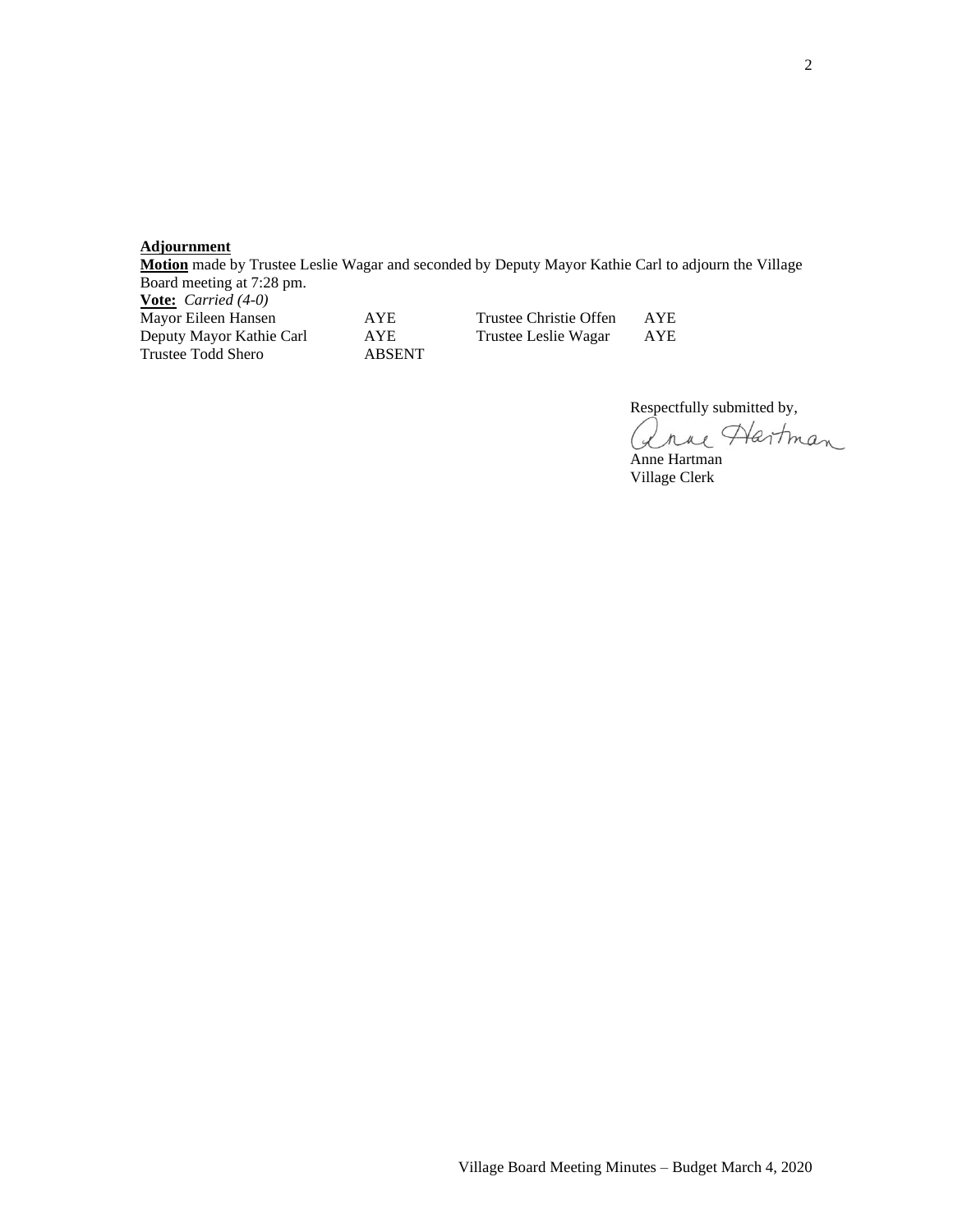**Adjournment**

**Motion** made by Trustee Leslie Wagar and seconded by Deputy Mayor Kathie Carl to adjourn the Village Board meeting at 7:28 pm.

**Vote:** *Carried (4-0)*

| | | | |
|---|---|---|---|
| Mayor Eileen Hansen | AYE | Trustee Christie Offen | AYE |
| Deputy Mayor Kathie Carl | AYE | Trustee Leslie Wagar | AYE |
| Trustee Todd Shero | ABSENT | | |

Respectfully submitted by,

Anne Hartman

Anne Hartman
Village Clerk